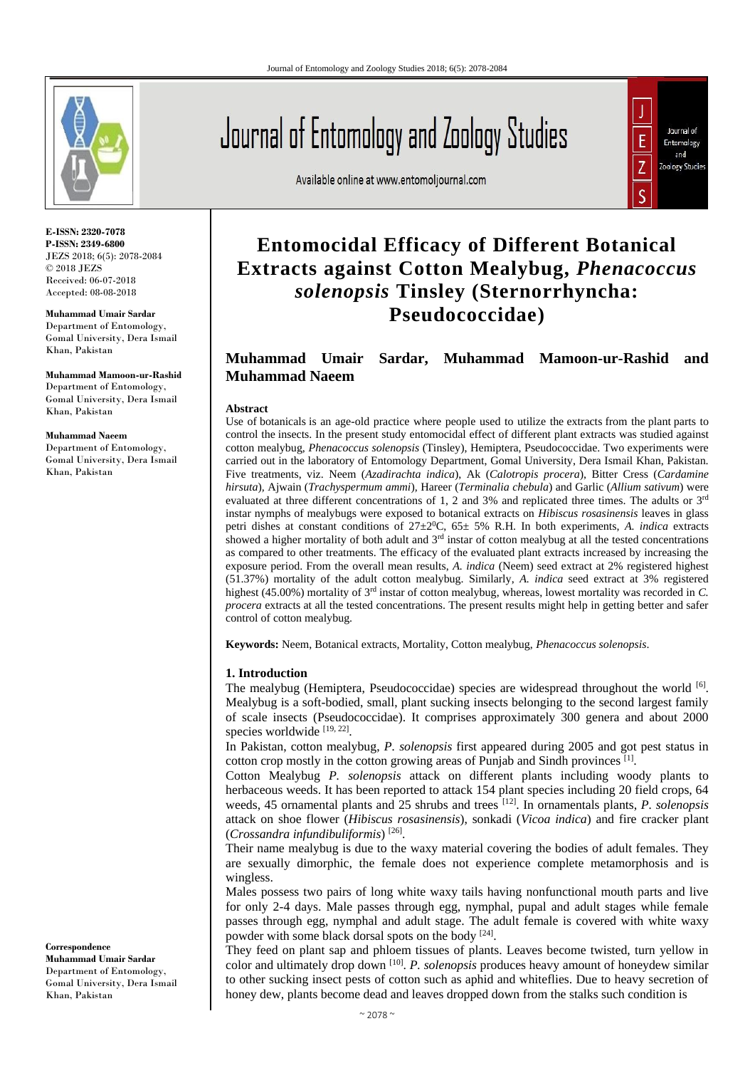# Entomocidal Efficacy of Different Botanical Extracts against Cotton Mealybug, *Phenacoccus solenopsis* Tinsley (Sternorrhyncha: Pseudococcidae)

**Muhammad Umair Sardar, Muhammad Mamoon-ur-Rashid and Muhammad Naeem**

**E-ISSN: 2320-7078**
**P-ISSN: 2349-6800**
JEZS 2018; 6(5): 2078-2084
© 2018 JEZS
Received: 06-07-2018
Accepted: 08-08-2018

**Muhammad Umair Sardar**
Department of Entomology, Gomal University, Dera Ismail Khan, Pakistan

**Muhammad Mamoon-ur-Rashid**
Department of Entomology, Gomal University, Dera Ismail Khan, Pakistan

**Muhammad Naeem**
Department of Entomology, Gomal University, Dera Ismail Khan, Pakistan

**Correspondence**
**Muhammad Umair Sardar**
Department of Entomology, Gomal University, Dera Ismail Khan, Pakistan

**Abstract**

Use of botanicals is an age-old practice where people used to utilize the extracts from the plant parts to control the insects. In the present study entomocidal effect of different plant extracts was studied against cotton mealybug, *Phenacoccus solenopsis* (Tinsley), Hemiptera, Pseudococcidae. Two experiments were carried out in the laboratory of Entomology Department, Gomal University, Dera Ismail Khan, Pakistan. Five treatments, viz. Neem (*Azadirachta indica*), Ak (*Calotropis procera*), Bitter Cress (*Cardamine hirsuta*), Ajwain (*Trachyspermum ammi*), Hareer (*Terminalia chebula*) and Garlic (*Allium sativum*) were evaluated at three different concentrations of 1, 2 and 3% and replicated three times. The adults or 3rd instar nymphs of mealybugs were exposed to botanical extracts on *Hibiscus rosasinensis* leaves in glass petri dishes at constant conditions of 27±2$^0$C, 65± 5% R.H. In both experiments, *A. indica* extracts showed a higher mortality of both adult and 3rd instar of cotton mealybug at all the tested concentrations as compared to other treatments. The efficacy of the evaluated plant extracts increased by increasing the exposure period. From the overall mean results, *A. indica* (Neem) seed extract at 2% registered highest (51.37%) mortality of the adult cotton mealybug. Similarly, *A. indica* seed extract at 3% registered highest (45.00%) mortality of 3rd instar of cotton mealybug, whereas, lowest mortality was recorded in *C. procera* extracts at all the tested concentrations. The present results might help in getting better and safer control of cotton mealybug.

**Keywords:** Neem, Botanical extracts, Mortality, Cotton mealybug, *Phenacoccus solenopsis*.

## 1. Introduction

The mealybug (Hemiptera, Pseudococcidae) species are widespread throughout the world [6]. Mealybug is a soft-bodied, small, plant sucking insects belonging to the second largest family of scale insects (Pseudococcidae). It comprises approximately 300 genera and about 2000 species worldwide [19, 22].

In Pakistan, cotton mealybug, *P. solenopsis* first appeared during 2005 and got pest status in cotton crop mostly in the cotton growing areas of Punjab and Sindh provinces [1].

Cotton Mealybug *P. solenopsis* attack on different plants including woody plants to herbaceous weeds. It has been reported to attack 154 plant species including 20 field crops, 64 weeds, 45 ornamental plants and 25 shrubs and trees [12]. In ornamentals plants, *P. solenopsis* attack on shoe flower (*Hibiscus rosasinensis*), sonkadi (*Vicoa indica*) and fire cracker plant (*Crossandra infundibuliformis*) [26].

Their name mealybug is due to the waxy material covering the bodies of adult females. They are sexually dimorphic, the female does not experience complete metamorphosis and is wingless.

Males possess two pairs of long white waxy tails having nonfunctional mouth parts and live for only 2-4 days. Male passes through egg, nymphal, pupal and adult stages while female passes through egg, nymphal and adult stage. The adult female is covered with white waxy powder with some black dorsal spots on the body [24].

They feed on plant sap and phloem tissues of plants. Leaves become twisted, turn yellow in color and ultimately drop down [10]. *P. solenopsis* produces heavy amount of honeydew similar to other sucking insect pests of cotton such as aphid and whiteflies. Due to heavy secretion of honey dew, plants become dead and leaves dropped down from the stalks such condition is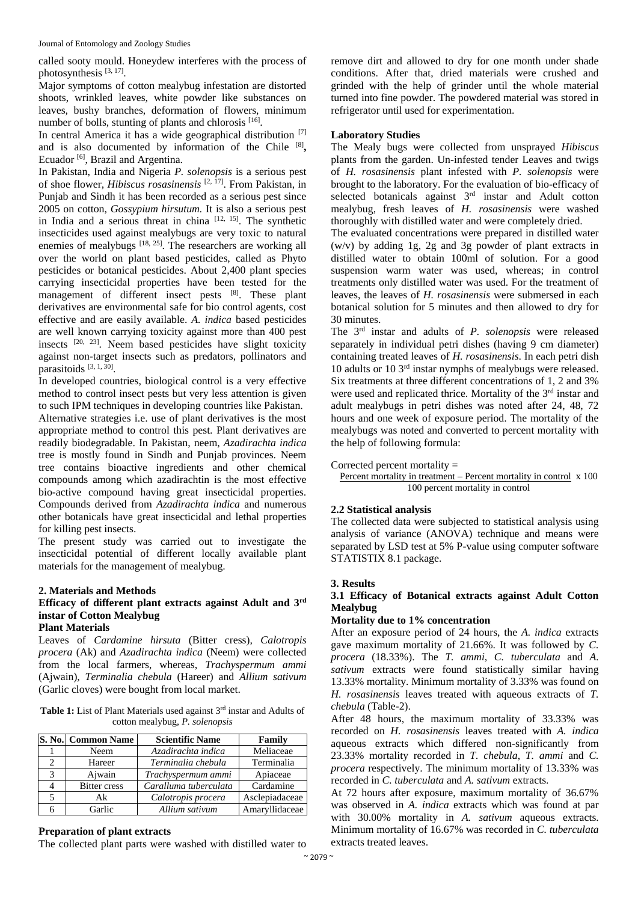called sooty mould. Honeydew interferes with the process of photosynthesis [3, 17].

Major symptoms of cotton mealybug infestation are distorted shoots, wrinkled leaves, white powder like substances on leaves, bushy branches, deformation of flowers, minimum number of bolls, stunting of plants and chlorosis [16].

In central America it has a wide geographical distribution [7] and is also documented by information of the Chile [8], Ecuador [6], Brazil and Argentina.

In Pakistan, India and Nigeria *P. solenopsis* is a serious pest of shoe flower, *Hibiscus rosasinensis* [2, 17]. From Pakistan, in Punjab and Sindh it has been recorded as a serious pest since 2005 on cotton, *Gossypium hirsutum*. It is also a serious pest in India and a serious threat in china [12, 15]. The synthetic insecticides used against mealybugs are very toxic to natural enemies of mealybugs [18, 25]. The researchers are working all over the world on plant based pesticides, called as Phyto pesticides or botanical pesticides. About 2,400 plant species carrying insecticidal properties have been tested for the management of different insect pests [8]. These plant derivatives are environmental safe for bio control agents, cost effective and are easily available. *A. indica* based pesticides are well known carrying toxicity against more than 400 pest insects [20, 23]. Neem based pesticides have slight toxicity against non-target insects such as predators, pollinators and parasitoids [3, 1, 30].

In developed countries, biological control is a very effective method to control insect pests but very less attention is given to such IPM techniques in developing countries like Pakistan.

Alternative strategies i.e. use of plant derivatives is the most appropriate method to control this pest. Plant derivatives are readily biodegradable. In Pakistan, neem, *Azadirachta indica* tree is mostly found in Sindh and Punjab provinces. Neem tree contains bioactive ingredients and other chemical compounds among which azadirachtin is the most effective bio-active compound having great insecticidal properties. Compounds derived from *Azadirachta indica* and numerous other botanicals have great insecticidal and lethal properties for killing pest insects.

The present study was carried out to investigate the insecticidal potential of different locally available plant materials for the management of mealybug.

## 2. Materials and Methods

### Efficacy of different plant extracts against Adult and 3rd instar of Cotton Mealybug

#### Plant Materials

Leaves of *Cardamine hirsuta* (Bitter cress), *Calotropis procera* (Ak) and *Azadirachta indica* (Neem) were collected from the local farmers, whereas, *Trachyspermum ammi* (Ajwain), *Terminalia chebula* (Hareer) and *Allium sativum* (Garlic cloves) were bought from local market.

**Table 1:** List of Plant Materials used against 3rd instar and Adults of cotton mealybug, *P. solenopsis*

| S. No. | Common Name | Scientific Name | Family |
|---|---|---|---|
| 1 | Neem | *Azadirachta indica* | Meliaceae |
| 2 | Hareer | *Terminalia chebula* | Terminalia |
| 3 | Ajwain | *Trachyspermum ammi* | Apiaceae |
| 4 | Bitter cress | *Caralluma tuberculata* | Cardamine |
| 5 | Ak | *Calotropis procera* | Asclepiadaceae |
| 6 | Garlic | *Allium sativum* | Amaryllidaceae |

#### Preparation of plant extracts

The collected plant parts were washed with distilled water to remove dirt and allowed to dry for one month under shade conditions. After that, dried materials were crushed and grinded with the help of grinder until the whole material turned into fine powder. The powdered material was stored in refrigerator until used for experimentation.

#### Laboratory Studies

The Mealy bugs were collected from unsprayed *Hibiscus* plants from the garden. Un-infested tender Leaves and twigs of *H. rosasinensis* plant infested with *P. solenopsis* were brought to the laboratory. For the evaluation of bio-efficacy of selected botanicals against 3rd instar and Adult cotton mealybug, fresh leaves of *H. rosasinensis* were washed thoroughly with distilled water and were completely dried.

The evaluated concentrations were prepared in distilled water (w/v) by adding 1g, 2g and 3g powder of plant extracts in distilled water to obtain 100ml of solution. For a good suspension warm water was used, whereas; in control treatments only distilled water was used. For the treatment of leaves, the leaves of *H. rosasinensis* were submersed in each botanical solution for 5 minutes and then allowed to dry for 30 minutes.

The 3rd instar and adults of *P. solenopsis* were released separately in individual petri dishes (having 9 cm diameter) containing treated leaves of *H. rosasinensis*. In each petri dish 10 adults or 10 3rd instar nymphs of mealybugs were released. Six treatments at three different concentrations of 1, 2 and 3% were used and replicated thrice. Mortality of the 3rd instar and adult mealybugs in petri dishes was noted after 24, 48, 72 hours and one week of exposure period. The mortality of the mealybugs was noted and converted to percent mortality with the help of following formula:

$$\text{Corrected percent mortality} = \frac{\text{Percent mortality in treatment} - \text{Percent mortality in control}}{100 \text{ percent mortality in control}} \times 100$$

### 2.2 Statistical analysis

The collected data were subjected to statistical analysis using analysis of variance (ANOVA) technique and means were separated by LSD test at 5% P-value using computer software STATISTIX 8.1 package.

## 3. Results

### 3.1 Efficacy of Botanical extracts against Adult Cotton Mealybug

#### Mortality due to 1% concentration

After an exposure period of 24 hours, the *A. indica* extracts gave maximum mortality of 21.66%. It was followed by *C. procera* (18.33%). The *T. ammi*, *C. tuberculata* and *A. sativum* extracts were found statistically similar having 13.33% mortality. Minimum mortality of 3.33% was found on *H. rosasinensis* leaves treated with aqueous extracts of *T. chebula* (Table-2).

After 48 hours, the maximum mortality of 33.33% was recorded on *H. rosasinensis* leaves treated with *A. indica* aqueous extracts which differed non-significantly from 23.33% mortality recorded in *T. chebula*, *T. ammi* and *C. procera* respectively. The minimum mortality of 13.33% was recorded in *C. tuberculata* and *A. sativum* extracts.

At 72 hours after exposure, maximum mortality of 36.67% was observed in *A. indica* extracts which was found at par with 30.00% mortality in *A. sativum* aqueous extracts. Minimum mortality of 16.67% was recorded in *C. tuberculata* extracts treated leaves.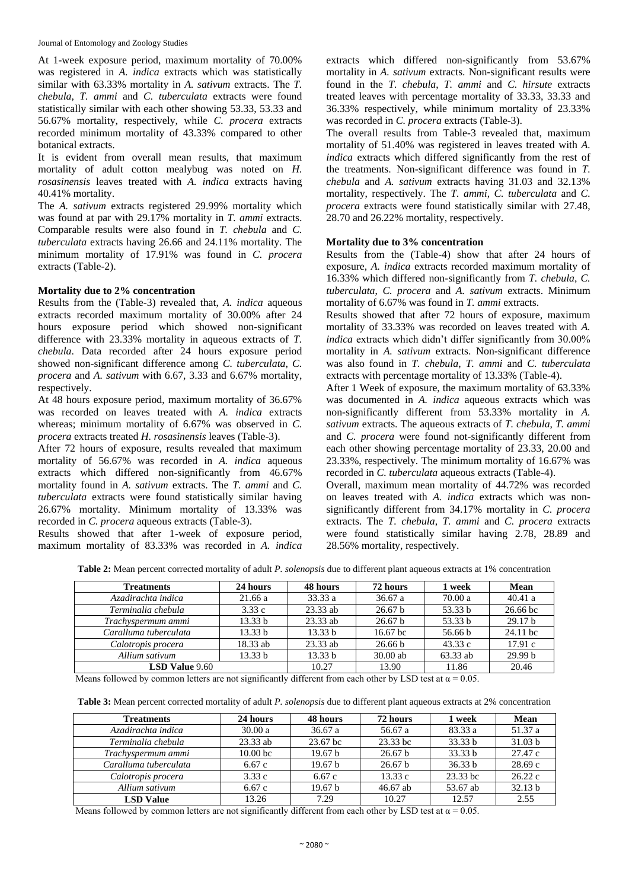At 1-week exposure period, maximum mortality of 70.00% was registered in *A. indica* extracts which was statistically similar with 63.33% mortality in *A. sativum* extracts. The *T. chebula*, *T. ammi* and *C. tuberculata* extracts were found statistically similar with each other showing 53.33, 53.33 and 56.67% mortality, respectively, while *C. procera* extracts recorded minimum mortality of 43.33% compared to other botanical extracts.

It is evident from overall mean results, that maximum mortality of adult cotton mealybug was noted on *H. rosasinensis* leaves treated with *A. indica* extracts having 40.41% mortality.

The *A. sativum* extracts registered 29.99% mortality which was found at par with 29.17% mortality in *T. ammi* extracts. Comparable results were also found in *T. chebula* and *C. tuberculata* extracts having 26.66 and 24.11% mortality. The minimum mortality of 17.91% was found in *C. procera* extracts (Table-2).

**Mortality due to 2% concentration**

Results from the (Table-3) revealed that, *A. indica* aqueous extracts recorded maximum mortality of 30.00% after 24 hours exposure period which showed non-significant difference with 23.33% mortality in aqueous extracts of *T. chebula*. Data recorded after 24 hours exposure period showed non-significant difference among *C. tuberculata*, *C. procera* and *A. sativum* with 6.67, 3.33 and 6.67% mortality, respectively.

At 48 hours exposure period, maximum mortality of 36.67% was recorded on leaves treated with *A. indica* extracts whereas; minimum mortality of 6.67% was observed in *C. procera* extracts treated *H. rosasinensis* leaves (Table-3).

After 72 hours of exposure, results revealed that maximum mortality of 56.67% was recorded in *A. indica* aqueous extracts which differed non-significantly from 46.67% mortality found in *A. sativum* extracts. The *T. ammi* and *C. tuberculata* extracts were found statistically similar having 26.67% mortality. Minimum mortality of 13.33% was recorded in *C. procera* aqueous extracts (Table-3).

Results showed that after 1-week of exposure period, maximum mortality of 83.33% was recorded in *A. indica* extracts which differed non-significantly from 53.67% mortality in *A. sativum* extracts. Non-significant results were found in the *T. chebula*, *T. ammi* and *C. hirsute* extracts treated leaves with percentage mortality of 33.33, 33.33 and 36.33% respectively, while minimum mortality of 23.33% was recorded in *C. procera* extracts (Table-3).

The overall results from Table-3 revealed that, maximum mortality of 51.40% was registered in leaves treated with *A. indica* extracts which differed significantly from the rest of the treatments. Non-significant difference was found in *T. chebula* and *A. sativum* extracts having 31.03 and 32.13% mortality, respectively. The *T. ammi*, *C. tuberculata* and *C. procera* extracts were found statistically similar with 27.48, 28.70 and 26.22% mortality, respectively.

**Mortality due to 3% concentration**

Results from the (Table-4) show that after 24 hours of exposure, *A. indica* extracts recorded maximum mortality of 16.33% which differed non-significantly from *T. chebula*, *C. tuberculata*, *C. procera* and *A. sativum* extracts. Minimum mortality of 6.67% was found in *T. ammi* extracts.

Results showed that after 72 hours of exposure, maximum mortality of 33.33% was recorded on leaves treated with *A. indica* extracts which didn't differ significantly from 30.00% mortality in *A. sativum* extracts. Non-significant difference was also found in *T. chebula*, *T. ammi* and *C. tuberculata* extracts with percentage mortality of 13.33% (Table-4).

After 1 Week of exposure, the maximum mortality of 63.33% was documented in *A. indica* aqueous extracts which was non-significantly different from 53.33% mortality in *A. sativum* extracts. The aqueous extracts of *T. chebula*, *T. ammi* and *C. procera* were found not-significantly different from each other showing percentage mortality of 23.33, 20.00 and 23.33%, respectively. The minimum mortality of 16.67% was recorded in *C. tuberculata* aqueous extracts (Table-4).

Overall, maximum mean mortality of 44.72% was recorded on leaves treated with *A. indica* extracts which was non-significantly different from 34.17% mortality in *C. procera* extracts. The *T. chebula*, *T. ammi* and *C. procera* extracts were found statistically similar having 2.78, 28.89 and 28.56% mortality, respectively.

**Table 2:** Mean percent corrected mortality of adult *P. solenopsis* due to different plant aqueous extracts at 1% concentration

| Treatments | 24 hours | 48 hours | 72 hours | 1 week | Mean |
|---|---|---|---|---|---|
| *Azadirachta indica* | 21.66 a | 33.33 a | 36.67 a | 70.00 a | 40.41 a |
| *Terminalia chebula* | 3.33 c | 23.33 ab | 26.67 b | 53.33 b | 26.66 bc |
| *Trachyspermum ammi* | 13.33 b | 23.33 ab | 26.67 b | 53.33 b | 29.17 b |
| *Caralluma tuberculata* | 13.33 b | 13.33 b | 16.67 bc | 56.66 b | 24.11 bc |
| *Calotropis procera* | 18.33 ab | 23.33 ab | 26.66 b | 43.33 c | 17.91 c |
| *Allium sativum* | 13.33 b | 13.33 b | 30.00 ab | 63.33 ab | 29.99 b |
| **LSD Value** 9.60 | | 10.27 | 13.90 | 11.86 | 20.46 |

Means followed by common letters are not significantly different from each other by LSD test at $\alpha = 0.05$.

**Table 3:** Mean percent corrected mortality of adult *P. solenopsis* due to different plant aqueous extracts at 2% concentration

| Treatments | 24 hours | 48 hours | 72 hours | 1 week | Mean |
|---|---|---|---|---|---|
| *Azadirachta indica* | 30.00 a | 36.67 a | 56.67 a | 83.33 a | 51.37 a |
| *Terminalia chebula* | 23.33 ab | 23.67 bc | 23.33 bc | 33.33 b | 31.03 b |
| *Trachyspermum ammi* | 10.00 bc | 19.67 b | 26.67 b | 33.33 b | 27.47 c |
| *Caralluma tuberculata* | 6.67 c | 19.67 b | 26.67 b | 36.33 b | 28.69 c |
| *Calotropis procera* | 3.33 c | 6.67 c | 13.33 c | 23.33 bc | 26.22 c |
| *Allium sativum* | 6.67 c | 19.67 b | 46.67 ab | 53.67 ab | 32.13 b |
| **LSD Value** | 13.26 | 7.29 | 10.27 | 12.57 | 2.55 |

Means followed by common letters are not significantly different from each other by LSD test at $\alpha = 0.05$.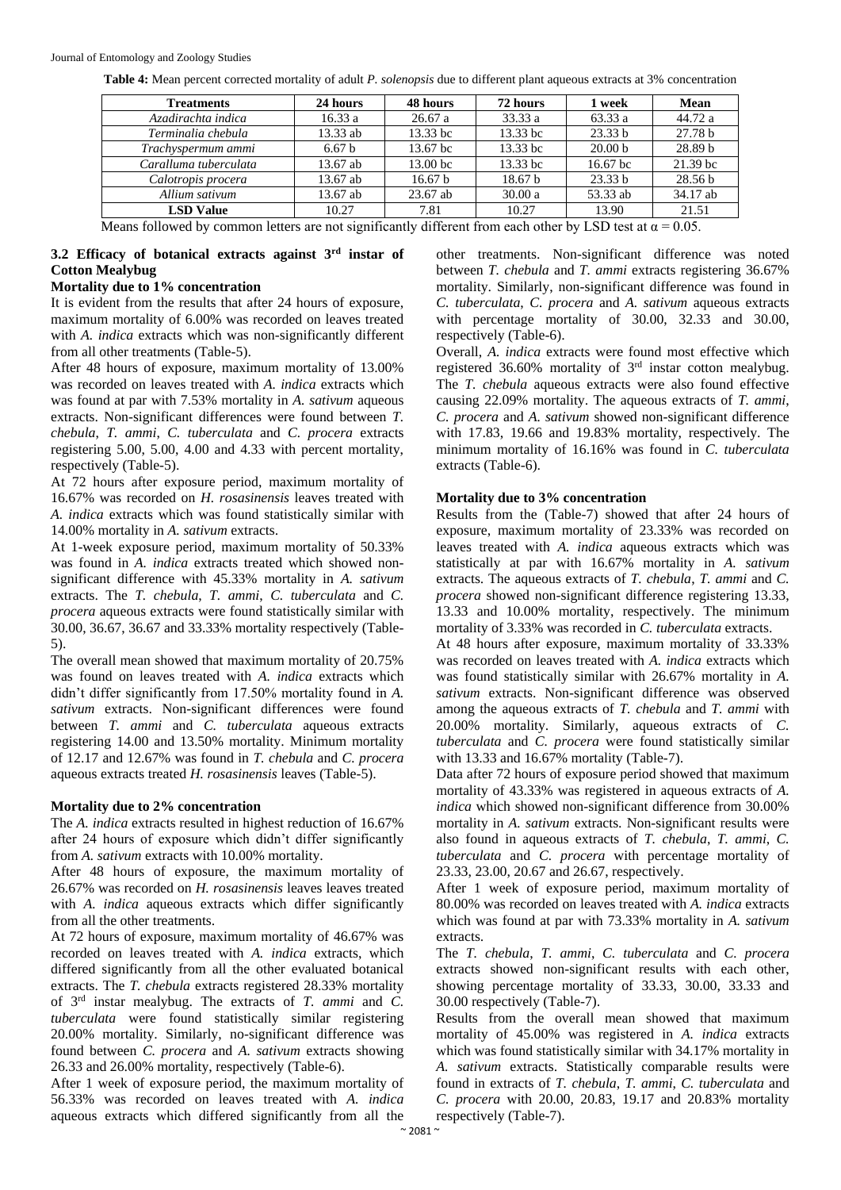**Table 4:** Mean percent corrected mortality of adult *P. solenopsis* due to different plant aqueous extracts at 3% concentration

| Treatments | 24 hours | 48 hours | 72 hours | 1 week | Mean |
|---|---|---|---|---|---|
| *Azadirachta indica* | 16.33 a | 26.67 a | 33.33 a | 63.33 a | 44.72 a |
| *Terminalia chebula* | 13.33 ab | 13.33 bc | 13.33 bc | 23.33 b | 27.78 b |
| *Trachyspermum ammi* | 6.67 b | 13.67 bc | 13.33 bc | 20.00 b | 28.89 b |
| *Caralluma tuberculata* | 13.67 ab | 13.00 bc | 13.33 bc | 16.67 bc | 21.39 bc |
| *Calotropis procera* | 13.67 ab | 16.67 b | 18.67 b | 23.33 b | 28.56 b |
| *Allium sativum* | 13.67 ab | 23.67 ab | 30.00 a | 53.33 ab | 34.17 ab |
| **LSD Value** | 10.27 | 7.81 | 10.27 | 13.90 | 21.51 |

Means followed by common letters are not significantly different from each other by LSD test at $\alpha = 0.05$.

### 3.2 Efficacy of botanical extracts against 3rd instar of Cotton Mealybug

**Mortality due to 1% concentration**

It is evident from the results that after 24 hours of exposure, maximum mortality of 6.00% was recorded on leaves treated with *A. indica* extracts which was non-significantly different from all other treatments (Table-5).

After 48 hours of exposure, maximum mortality of 13.00% was recorded on leaves treated with *A. indica* extracts which was found at par with 7.53% mortality in *A. sativum* aqueous extracts. Non-significant differences were found between *T. chebula*, *T. ammi*, *C. tuberculata* and *C. procera* extracts registering 5.00, 5.00, 4.00 and 4.33 with percent mortality, respectively (Table-5).

At 72 hours after exposure period, maximum mortality of 16.67% was recorded on *H. rosasinensis* leaves treated with *A. indica* extracts which was found statistically similar with 14.00% mortality in *A. sativum* extracts.

At 1-week exposure period, maximum mortality of 50.33% was found in *A. indica* extracts treated which showed non-significant difference with 45.33% mortality in *A. sativum* extracts. The *T. chebula*, *T. ammi*, *C. tuberculata* and *C. procera* aqueous extracts were found statistically similar with 30.00, 36.67, 36.67 and 33.33% mortality respectively (Table-5).

The overall mean showed that maximum mortality of 20.75% was found on leaves treated with *A. indica* extracts which didn't differ significantly from 17.50% mortality found in *A. sativum* extracts. Non-significant differences were found between *T. ammi* and *C. tuberculata* aqueous extracts registering 14.00 and 13.50% mortality. Minimum mortality of 12.17 and 12.67% was found in *T. chebula* and *C. procera* aqueous extracts treated *H. rosasinensis* leaves (Table-5).

**Mortality due to 2% concentration**

The *A. indica* extracts resulted in highest reduction of 16.67% after 24 hours of exposure which didn't differ significantly from *A. sativum* extracts with 10.00% mortality.

After 48 hours of exposure, the maximum mortality of 26.67% was recorded on *H. rosasinensis* leaves leaves treated with *A. indica* aqueous extracts which differ significantly from all the other treatments.

At 72 hours of exposure, maximum mortality of 46.67% was recorded on leaves treated with *A. indica* extracts, which differed significantly from all the other evaluated botanical extracts. The *T. chebula* extracts registered 28.33% mortality of 3rd instar mealybug. The extracts of *T. ammi* and *C. tuberculata* were found statistically similar registering 20.00% mortality. Similarly, no-significant difference was found between *C. procera* and *A. sativum* extracts showing 26.33 and 26.00% mortality, respectively (Table-6).

After 1 week of exposure period, the maximum mortality of 56.33% was recorded on leaves treated with *A. indica* aqueous extracts which differed significantly from all the other treatments. Non-significant difference was noted between *T. chebula* and *T. ammi* extracts registering 36.67% mortality. Similarly, non-significant difference was found in *C. tuberculata*, *C. procera* and *A. sativum* aqueous extracts with percentage mortality of 30.00, 32.33 and 30.00, respectively (Table-6).

Overall, *A. indica* extracts were found most effective which registered 36.60% mortality of 3rd instar cotton mealybug. The *T. chebula* aqueous extracts were also found effective causing 22.09% mortality. The aqueous extracts of *T. ammi*, *C. procera* and *A. sativum* showed non-significant difference with 17.83, 19.66 and 19.83% mortality, respectively. The minimum mortality of 16.16% was found in *C. tuberculata* extracts (Table-6).

**Mortality due to 3% concentration**

Results from the (Table-7) showed that after 24 hours of exposure, maximum mortality of 23.33% was recorded on leaves treated with *A. indica* aqueous extracts which was statistically at par with 16.67% mortality in *A. sativum* extracts. The aqueous extracts of *T. chebula*, *T. ammi* and *C. procera* showed non-significant difference registering 13.33, 13.33 and 10.00% mortality, respectively. The minimum mortality of 3.33% was recorded in *C. tuberculata* extracts.

At 48 hours after exposure, maximum mortality of 33.33% was recorded on leaves treated with *A. indica* extracts which was found statistically similar with 26.67% mortality in *A. sativum* extracts. Non-significant difference was observed among the aqueous extracts of *T. chebula* and *T. ammi* with 20.00% mortality. Similarly, aqueous extracts of *C. tuberculata* and *C. procera* were found statistically similar with 13.33 and 16.67% mortality (Table-7).

Data after 72 hours of exposure period showed that maximum mortality of 43.33% was registered in aqueous extracts of *A. indica* which showed non-significant difference from 30.00% mortality in *A. sativum* extracts. Non-significant results were also found in aqueous extracts of *T. chebula*, *T. ammi*, *C. tuberculata* and *C. procera* with percentage mortality of 23.33, 23.00, 20.67 and 26.67, respectively.

After 1 week of exposure period, maximum mortality of 80.00% was recorded on leaves treated with *A. indica* extracts which was found at par with 73.33% mortality in *A. sativum* extracts.

The *T. chebula*, *T. ammi*, *C. tuberculata* and *C. procera* extracts showed non-significant results with each other, showing percentage mortality of 33.33, 30.00, 33.33 and 30.00 respectively (Table-7).

Results from the overall mean showed that maximum mortality of 45.00% was registered in *A. indica* extracts which was found statistically similar with 34.17% mortality in *A. sativum* extracts. Statistically comparable results were found in extracts of *T. chebula*, *T. ammi*, *C. tuberculata* and *C. procera* with 20.00, 20.83, 19.17 and 20.83% mortality respectively (Table-7).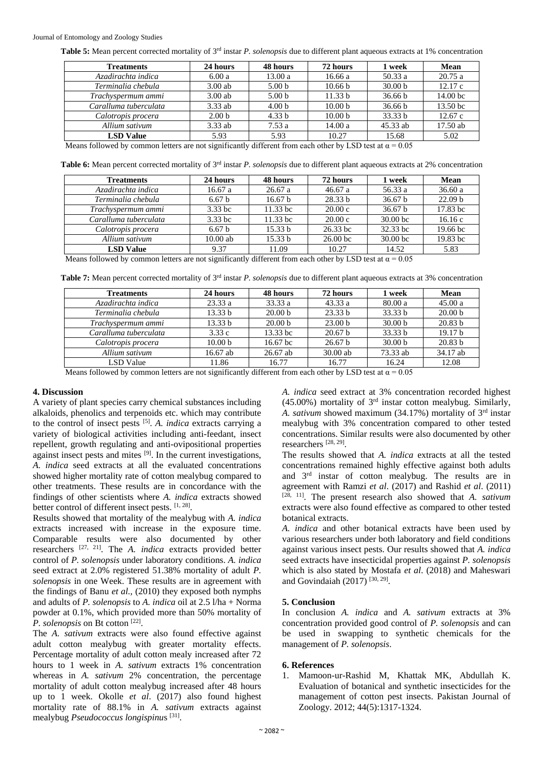**Table 5:** Mean percent corrected mortality of 3rd instar *P. solenopsis* due to different plant aqueous extracts at 1% concentration

| Treatments | 24 hours | 48 hours | 72 hours | 1 week | Mean |
|---|---|---|---|---|---|
| *Azadirachta indica* | 6.00 a | 13.00 a | 16.66 a | 50.33 a | 20.75 a |
| *Terminalia chebula* | 3.00 ab | 5.00 b | 10.66 b | 30.00 b | 12.17 c |
| *Trachyspermum ammi* | 3.00 ab | 5.00 b | 11.33 b | 36.66 b | 14.00 bc |
| *Caralluma tuberculata* | 3.33 ab | 4.00 b | 10.00 b | 36.66 b | 13.50 bc |
| *Calotropis procera* | 2.00 b | 4.33 b | 10.00 b | 33.33 b | 12.67 c |
| *Allium sativum* | 3.33 ab | 7.53 a | 14.00 a | 45.33 ab | 17.50 ab |
| **LSD Value** | 5.93 | 5.93 | 10.27 | 15.68 | 5.02 |

Means followed by common letters are not significantly different from each other by LSD test at α = 0.05

**Table 6:** Mean percent corrected mortality of 3rd instar *P. solenopsis* due to different plant aqueous extracts at 2% concentration

| Treatments | 24 hours | 48 hours | 72 hours | 1 week | Mean |
|---|---|---|---|---|---|
| *Azadirachta indica* | 16.67 a | 26.67 a | 46.67 a | 56.33 a | 36.60 a |
| *Terminalia chebula* | 6.67 b | 16.67 b | 28.33 b | 36.67 b | 22.09 b |
| *Trachyspermum ammi* | 3.33 bc | 11.33 bc | 20.00 c | 36.67 b | 17.83 bc |
| *Caralluma tuberculata* | 3.33 bc | 11.33 bc | 20.00 c | 30.00 bc | 16.16 c |
| *Calotropis procera* | 6.67 b | 15.33 b | 26.33 bc | 32.33 bc | 19.66 bc |
| *Allium sativum* | 10.00 ab | 15.33 b | 26.00 bc | 30.00 bc | 19.83 bc |
| **LSD Value** | 9.37 | 11.09 | 10.27 | 14.52 | 5.83 |

Means followed by common letters are not significantly different from each other by LSD test at α = 0.05

**Table 7:** Mean percent corrected mortality of 3rd instar *P. solenopsis* due to different plant aqueous extracts at 3% concentration

| Treatments | 24 hours | 48 hours | 72 hours | 1 week | Mean |
|---|---|---|---|---|---|
| *Azadirachta indica* | 23.33 a | 33.33 a | 43.33 a | 80.00 a | 45.00 a |
| *Terminalia chebula* | 13.33 b | 20.00 b | 23.33 b | 33.33 b | 20.00 b |
| *Trachyspermum ammi* | 13.33 b | 20.00 b | 23.00 b | 30.00 b | 20.83 b |
| *Caralluma tuberculata* | 3.33 c | 13.33 bc | 20.67 b | 33.33 b | 19.17 b |
| *Calotropis procera* | 10.00 b | 16.67 bc | 26.67 b | 30.00 b | 20.83 b |
| *Allium sativum* | 16.67 ab | 26.67 ab | 30.00 ab | 73.33 ab | 34.17 ab |
| LSD Value | 11.86 | 16.77 | 16.77 | 16.24 | 12.08 |

Means followed by common letters are not significantly different from each other by LSD test at α = 0.05

## 4. Discussion

A variety of plant species carry chemical substances including alkaloids, phenolics and terpenoids etc. which may contribute to the control of insect pests [5]. *A. indica* extracts carrying a variety of biological activities including anti-feedant, insect repellent, growth regulating and anti-ovipositional properties against insect pests and mites [9]. In the current investigations, *A. indica* seed extracts at all the evaluated concentrations showed higher mortality rate of cotton mealybug compared to other treatments. These results are in concordance with the findings of other scientists where *A. indica* extracts showed better control of different insect pests. [1, 28].

Results showed that mortality of the mealybug with *A. indica* extracts increased with increase in the exposure time. Comparable results were also documented by other researchers [27, 21]. The *A. indica* extracts provided better control of *P. solenopsis* under laboratory conditions. *A. indica* seed extract at 2.0% registered 51.38% mortality of adult *P. solenopsis* in one Week. These results are in agreement with the findings of Banu *et al.*, (2010) they exposed both nymphs and adults of *P. solenopsis* to *A. indica* oil at 2.5 l/ha + Norma powder at 0.1%, which provided more than 50% mortality of *P. solenopsis* on Bt cotton [22].

The *A. sativum* extracts were also found effective against adult cotton mealybug with greater mortality effects. Percentage mortality of adult cotton mealy increased after 72 hours to 1 week in *A. sativum* extracts 1% concentration whereas in *A. sativum* 2% concentration, the percentage mortality of adult cotton mealybug increased after 48 hours up to 1 week. Okolle *et al*. (2017) also found highest mortality rate of 88.1% in *A. sativum* extracts against mealybug *Pseudococcus longispinus* [31].

*A. indica* seed extract at 3% concentration recorded highest (45.00%) mortality of 3rd instar cotton mealybug. Similarly, *A. sativum* showed maximum (34.17%) mortality of 3rd instar mealybug with 3% concentration compared to other tested concentrations. Similar results were also documented by other researchers [28, 29].

The results showed that *A. indica* extracts at all the tested concentrations remained highly effective against both adults and 3rd instar of cotton mealybug. The results are in agreement with Ramzi *et al*. (2017) and Rashid *et al*. (2011) [28, 11]. The present research also showed that *A. sativum* extracts were also found effective as compared to other tested botanical extracts.

*A. indica* and other botanical extracts have been used by various researchers under both laboratory and field conditions against various insect pests. Our results showed that *A. indica* seed extracts have insecticidal properties against *P. solenopsis* which is also stated by Mostafa *et al*. (2018) and Maheswari and Govindaiah (2017) [30, 29].

## 5. Conclusion

In conclusion *A. indica* and *A. sativum* extracts at 3% concentration provided good control of *P. solenopsis* and can be used in swapping to synthetic chemicals for the management of *P. solenopsis*.

## 6. References

1. Mamoon-ur-Rashid M, Khattak MK, Abdullah K. Evaluation of botanical and synthetic insecticides for the management of cotton pest insects. Pakistan Journal of Zoology. 2012; 44(5):1317-1324.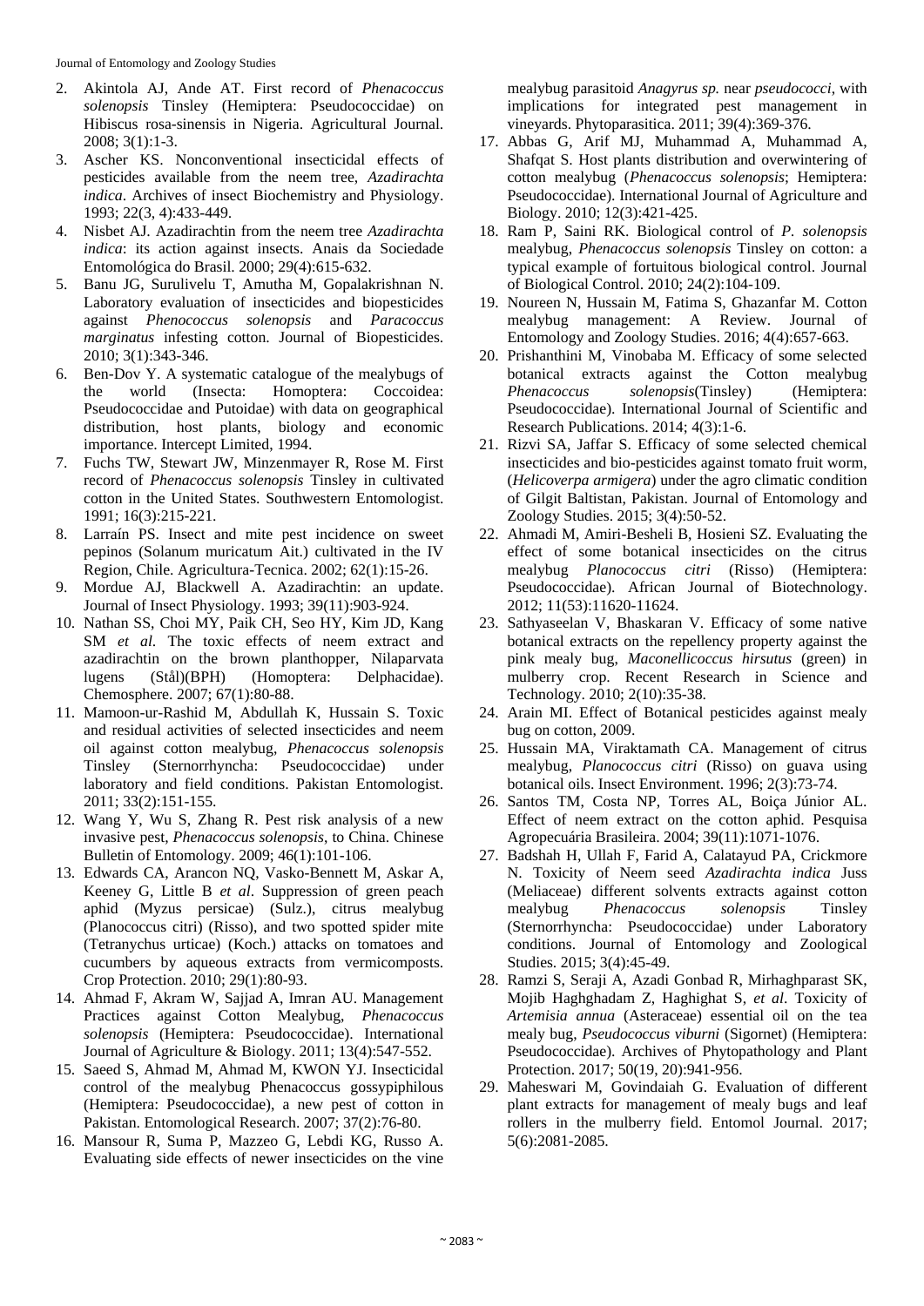2. Akintola AJ, Ande AT. First record of *Phenacoccus solenopsis* Tinsley (Hemiptera: Pseudococcidae) on Hibiscus rosa-sinensis in Nigeria. Agricultural Journal. 2008; 3(1):1-3.
3. Ascher KS. Nonconventional insecticidal effects of pesticides available from the neem tree, *Azadirachta indica*. Archives of insect Biochemistry and Physiology. 1993; 22(3, 4):433-449.
4. Nisbet AJ. Azadirachtin from the neem tree *Azadirachta indica*: its action against insects. Anais da Sociedade Entomológica do Brasil. 2000; 29(4):615-632.
5. Banu JG, Surulivelu T, Amutha M, Gopalakrishnan N. Laboratory evaluation of insecticides and biopesticides against *Phenococcus solenopsis* and *Paracoccus marginatus* infesting cotton. Journal of Biopesticides. 2010; 3(1):343-346.
6. Ben-Dov Y. A systematic catalogue of the mealybugs of the world (Insecta: Homoptera: Coccoidea: Pseudococcidae and Putoidae) with data on geographical distribution, host plants, biology and economic importance. Intercept Limited, 1994.
7. Fuchs TW, Stewart JW, Minzenmayer R, Rose M. First record of *Phenacoccus solenopsis* Tinsley in cultivated cotton in the United States. Southwestern Entomologist. 1991; 16(3):215-221.
8. Larraín PS. Insect and mite pest incidence on sweet pepinos (Solanum muricatum Ait.) cultivated in the IV Region, Chile. Agricultura-Tecnica. 2002; 62(1):15-26.
9. Mordue AJ, Blackwell A. Azadirachtin: an update. Journal of Insect Physiology. 1993; 39(11):903-924.
10. Nathan SS, Choi MY, Paik CH, Seo HY, Kim JD, Kang SM *et al*. The toxic effects of neem extract and azadirachtin on the brown planthopper, Nilaparvata lugens (Stål)(BPH) (Homoptera: Delphacidae). Chemosphere. 2007; 67(1):80-88.
11. Mamoon-ur-Rashid M, Abdullah K, Hussain S. Toxic and residual activities of selected insecticides and neem oil against cotton mealybug, *Phenacoccus solenopsis* Tinsley (Sternorrhyncha: Pseudococcidae) under laboratory and field conditions. Pakistan Entomologist. 2011; 33(2):151-155.
12. Wang Y, Wu S, Zhang R. Pest risk analysis of a new invasive pest, *Phenacoccus solenopsis*, to China. Chinese Bulletin of Entomology. 2009; 46(1):101-106.
13. Edwards CA, Arancon NQ, Vasko-Bennett M, Askar A, Keeney G, Little B *et al*. Suppression of green peach aphid (Myzus persicae) (Sulz.), citrus mealybug (Planococcus citri) (Risso), and two spotted spider mite (Tetranychus urticae) (Koch.) attacks on tomatoes and cucumbers by aqueous extracts from vermicomposts. Crop Protection. 2010; 29(1):80-93.
14. Ahmad F, Akram W, Sajjad A, Imran AU. Management Practices against Cotton Mealybug, *Phenacoccus solenopsis* (Hemiptera: Pseudococcidae). International Journal of Agriculture & Biology. 2011; 13(4):547-552.
15. Saeed S, Ahmad M, Ahmad M, KWON YJ. Insecticidal control of the mealybug Phenacoccus gossypiphilous (Hemiptera: Pseudococcidae), a new pest of cotton in Pakistan. Entomological Research. 2007; 37(2):76-80.
16. Mansour R, Suma P, Mazzeo G, Lebdi KG, Russo A. Evaluating side effects of newer insecticides on the vine mealybug parasitoid *Anagyrus sp.* near *pseudococci*, with implications for integrated pest management in vineyards. Phytoparasitica. 2011; 39(4):369-376.
17. Abbas G, Arif MJ, Muhammad A, Muhammad A, Shafqat S. Host plants distribution and overwintering of cotton mealybug (*Phenacoccus solenopsis*; Hemiptera: Pseudococcidae). International Journal of Agriculture and Biology. 2010; 12(3):421-425.
18. Ram P, Saini RK. Biological control of *P. solenopsis* mealybug, *Phenacoccus solenopsis* Tinsley on cotton: a typical example of fortuitous biological control. Journal of Biological Control. 2010; 24(2):104-109.
19. Noureen N, Hussain M, Fatima S, Ghazanfar M. Cotton mealybug management: A Review. Journal of Entomology and Zoology Studies. 2016; 4(4):657-663.
20. Prishanthini M, Vinobaba M. Efficacy of some selected botanical extracts against the Cotton mealybug *Phenacoccus solenopsis*(Tinsley) (Hemiptera: Pseudococcidae). International Journal of Scientific and Research Publications. 2014; 4(3):1-6.
21. Rizvi SA, Jaffar S. Efficacy of some selected chemical insecticides and bio-pesticides against tomato fruit worm, (*Helicoverpa armigera*) under the agro climatic condition of Gilgit Baltistan, Pakistan. Journal of Entomology and Zoology Studies. 2015; 3(4):50-52.
22. Ahmadi M, Amiri-Besheli B, Hosieni SZ. Evaluating the effect of some botanical insecticides on the citrus mealybug *Planococcus citri* (Risso) (Hemiptera: Pseudococcidae). African Journal of Biotechnology. 2012; 11(53):11620-11624.
23. Sathyaseelan V, Bhaskaran V. Efficacy of some native botanical extracts on the repellency property against the pink mealy bug, *Maconellicoccus hirsutus* (green) in mulberry crop. Recent Research in Science and Technology. 2010; 2(10):35-38.
24. Arain MI. Effect of Botanical pesticides against mealy bug on cotton, 2009.
25. Hussain MA, Viraktamath CA. Management of citrus mealybug, *Planococcus citri* (Risso) on guava using botanical oils. Insect Environment. 1996; 2(3):73-74.
26. Santos TM, Costa NP, Torres AL, Boiça Júnior AL. Effect of neem extract on the cotton aphid. Pesquisa Agropecuária Brasileira. 2004; 39(11):1071-1076.
27. Badshah H, Ullah F, Farid A, Calatayud PA, Crickmore N. Toxicity of Neem seed *Azadirachta indica* Juss (Meliaceae) different solvents extracts against cotton mealybug *Phenacoccus solenopsis* Tinsley (Sternorrhyncha: Pseudococcidae) under Laboratory conditions. Journal of Entomology and Zoological Studies. 2015; 3(4):45-49.
28. Ramzi S, Seraji A, Azadi Gonbad R, Mirhaghparast SK, Mojib Haghghadam Z, Haghighat S, *et al*. Toxicity of *Artemisia annua* (Asteraceae) essential oil on the tea mealy bug, *Pseudococcus viburni* (Sigornet) (Hemiptera: Pseudococcidae). Archives of Phytopathology and Plant Protection. 2017; 50(19, 20):941-956.
29. Maheswari M, Govindaiah G. Evaluation of different plant extracts for management of mealy bugs and leaf rollers in the mulberry field. Entomol Journal. 2017; 5(6):2081-2085.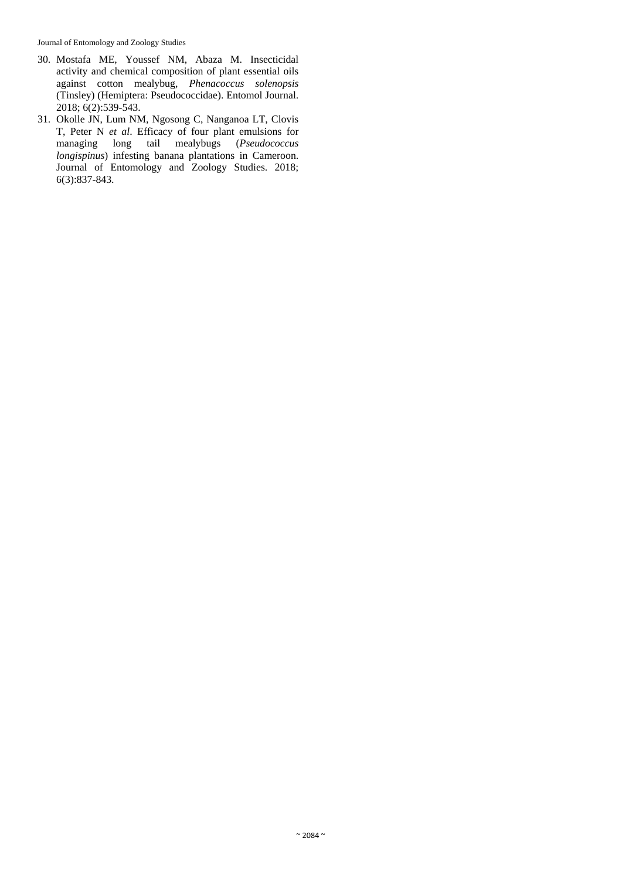30. Mostafa ME, Youssef NM, Abaza M. Insecticidal activity and chemical composition of plant essential oils against cotton mealybug, *Phenacoccus solenopsis* (Tinsley) (Hemiptera: Pseudococcidae). Entomol Journal. 2018; 6(2):539-543.
31. Okolle JN, Lum NM, Ngosong C, Nanganoa LT, Clovis T, Peter N *et al*. Efficacy of four plant emulsions for managing long tail mealybugs (*Pseudococcus longispinus*) infesting banana plantations in Cameroon. Journal of Entomology and Zoology Studies. 2018; 6(3):837-843.